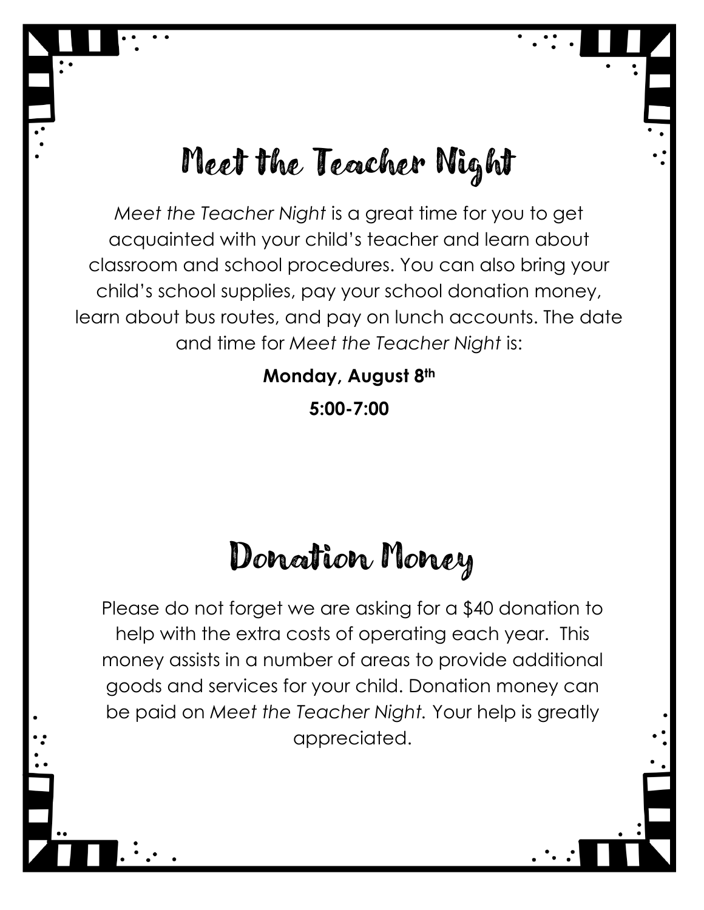# Meet the Teacher Night

*Meet the Teacher Night* is a great time for you to get acquainted with your child's teacher and learn about classroom and school procedures. You can also bring your child's school supplies, pay your school donation money, learn about bus routes, and pay on lunch accounts. The date and time for *Meet the Teacher Night* is:

**Monday, August 8th**

**5:00-7:00**

# Donation Money

Please do not forget we are asking for a $40 donation to help with the extra costs of operating each year. This money assists in a number of areas to provide additional goods and services for your child. Donation money can be paid on *Meet the Teacher Night.* Your help is greatly appreciated.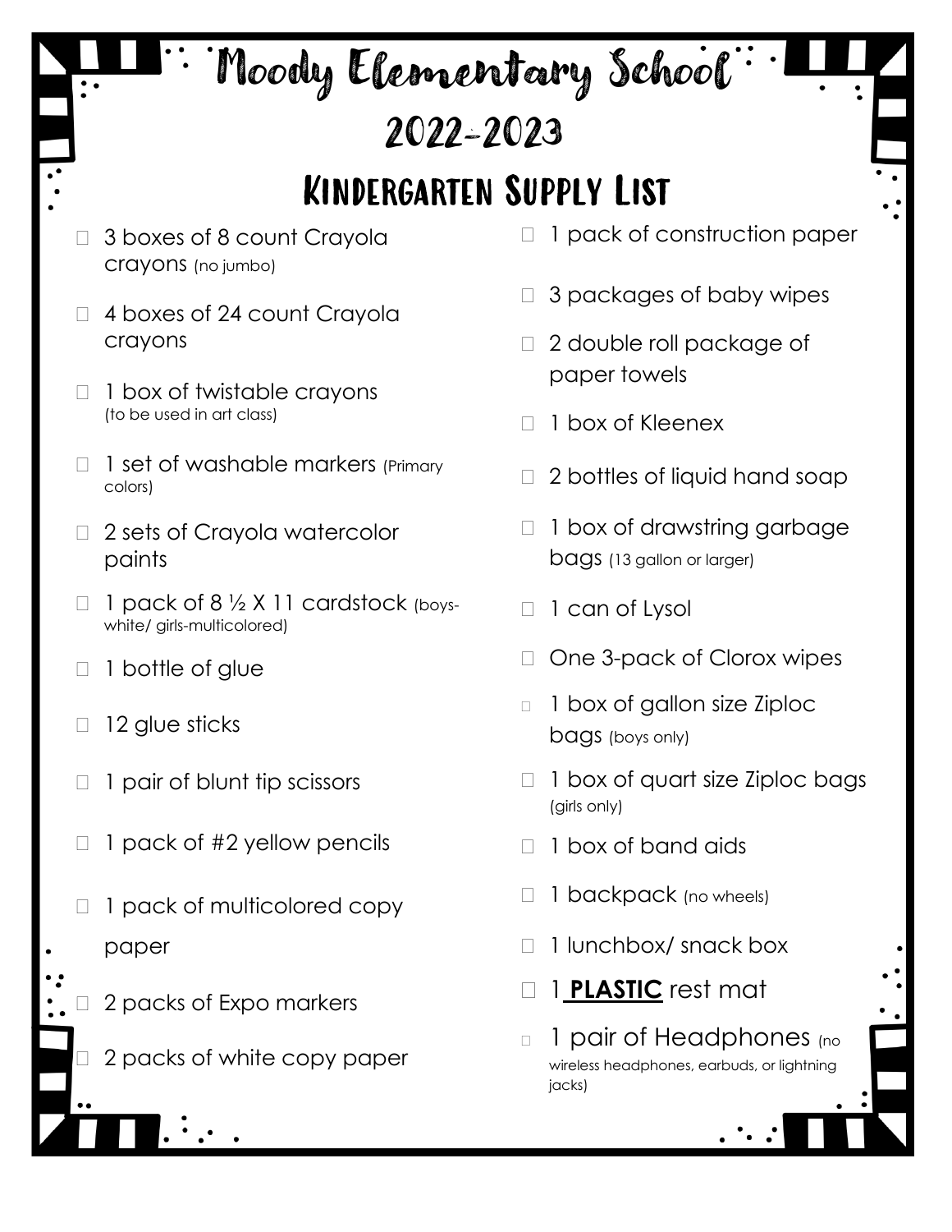# Moody Elementary School

# 2022-2023

## Kindergarten Supply List

- 3 boxes of 8 count Crayola crayons (no jumbo)
- 4 boxes of 24 count Crayola crayons
- 1 box of twistable crayons (to be used in art class)
- 1 set of washable markers (Primary colors)
- 2 sets of Crayola watercolor paints
- 1 pack of 8 ½ X 11 cardstock (boys-white/ girls-multicolored)
- 1 bottle of glue
- 12 glue sticks
- 1 pair of blunt tip scissors
- 1 pack of #2 yellow pencils
- 1 pack of multicolored copy paper
- 2 packs of Expo markers
- 2 packs of white copy paper
- 1 pack of construction paper
- 3 packages of baby wipes
- 2 double roll package of paper towels
- 1 box of Kleenex
- 2 bottles of liquid hand soap
- 1 box of drawstring garbage bags (13 gallon or larger)
- 1 can of Lysol
- One 3-pack of Clorox wipes
- 1 box of gallon size Ziploc bags (boys only)
- 1 box of quart size Ziploc bags (girls only)
- 1 box of band aids
- 1 backpack (no wheels)
- 1 lunchbox/ snack box
- 1 **PLASTIC** rest mat
- 1 pair of Headphones (no wireless headphones, earbuds, or lightning jacks)